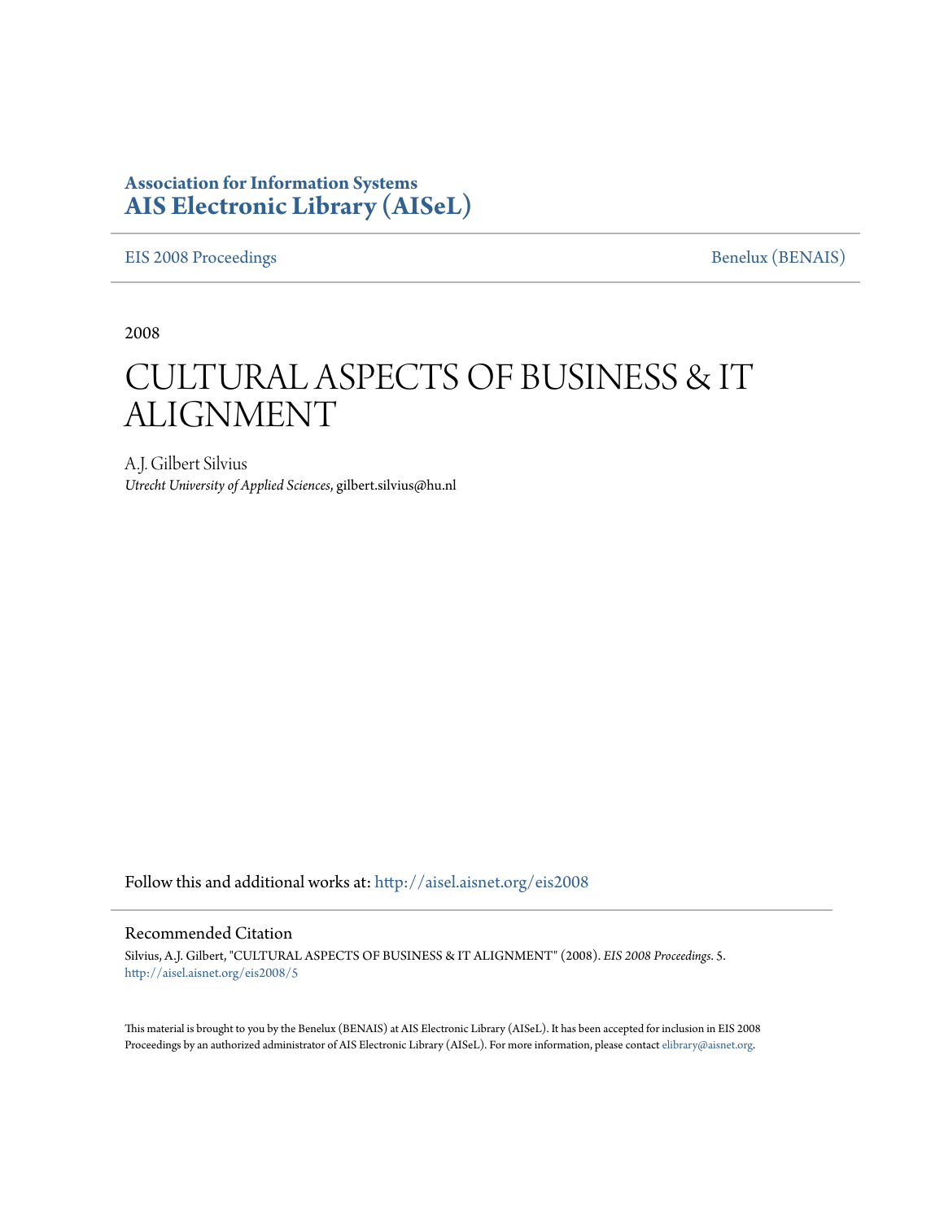**Association for Information Systems**
**AIS Electronic Library (AISeL)**

EIS 2008 Proceedings | Benelux (BENAIS)

2008

# CULTURAL ASPECTS OF BUSINESS & IT ALIGNMENT

A.J. Gilbert Silvius
*Utrecht University of Applied Sciences*, gilbert.silvius@hu.nl

Follow this and additional works at: http://aisel.aisnet.org/eis2008

## Recommended Citation

Silvius, A.J. Gilbert, "CULTURAL ASPECTS OF BUSINESS & IT ALIGNMENT" (2008). *EIS 2008 Proceedings*. 5.
http://aisel.aisnet.org/eis2008/5

This material is brought to you by the Benelux (BENAIS) at AIS Electronic Library (AISeL). It has been accepted for inclusion in EIS 2008 Proceedings by an authorized administrator of AIS Electronic Library (AISeL). For more information, please contact elibrary@aisnet.org.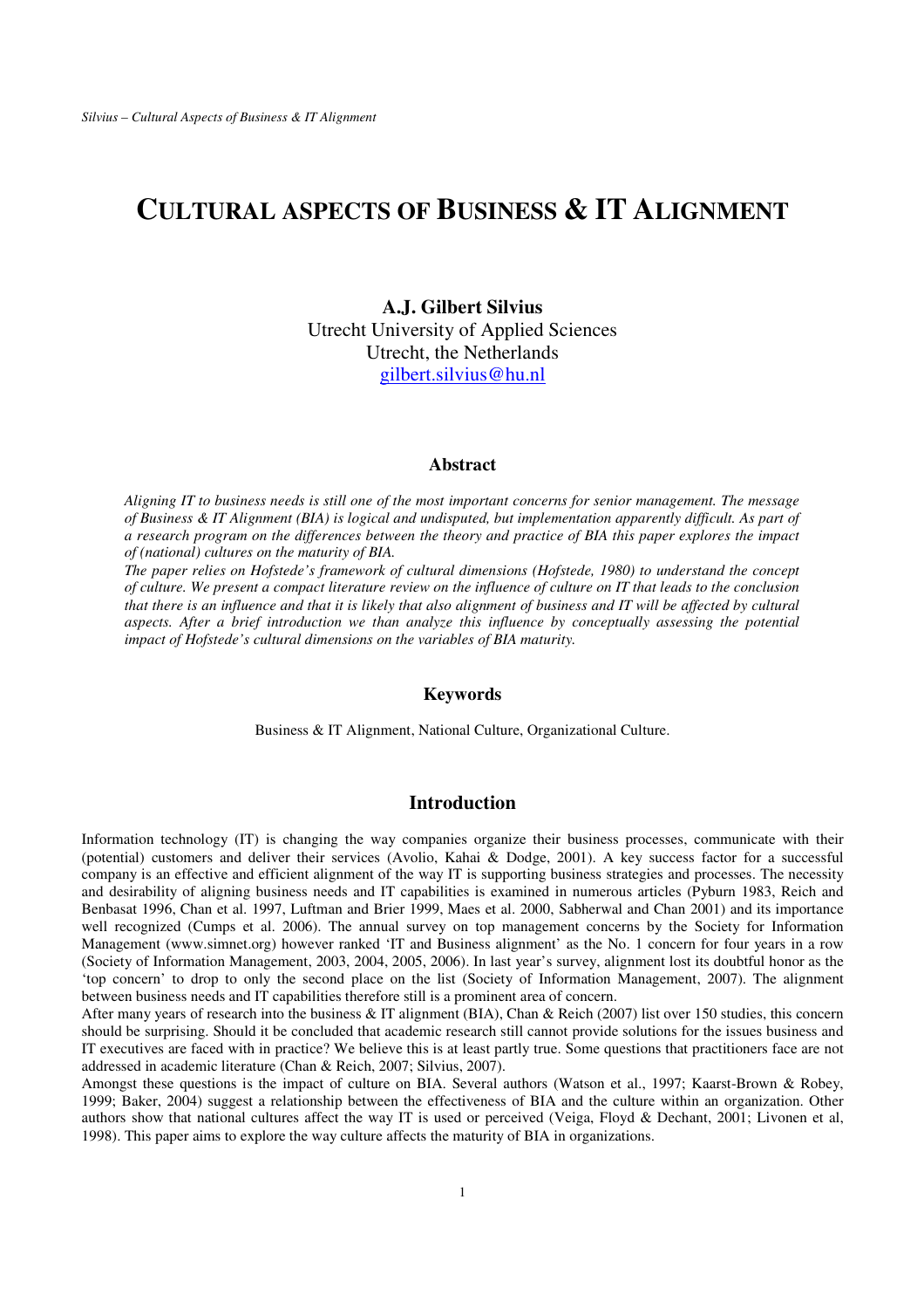# CULTURAL ASPECTS OF BUSINESS & IT ALIGNMENT

**A.J. Gilbert Silvius**
Utrecht University of Applied Sciences
Utrecht, the Netherlands
gilbert.silvius@hu.nl

### Abstract

*Aligning IT to business needs is still one of the most important concerns for senior management. The message of Business & IT Alignment (BIA) is logical and undisputed, but implementation apparently difficult. As part of a research program on the differences between the theory and practice of BIA this paper explores the impact of (national) cultures on the maturity of BIA.*
*The paper relies on Hofstede's framework of cultural dimensions (Hofstede, 1980) to understand the concept of culture. We present a compact literature review on the influence of culture on IT that leads to the conclusion that there is an influence and that it is likely that also alignment of business and IT will be affected by cultural aspects. After a brief introduction we than analyze this influence by conceptually assessing the potential impact of Hofstede's cultural dimensions on the variables of BIA maturity.*

### Keywords

Business & IT Alignment, National Culture, Organizational Culture.

## Introduction

Information technology (IT) is changing the way companies organize their business processes, communicate with their (potential) customers and deliver their services (Avolio, Kahai & Dodge, 2001). A key success factor for a successful company is an effective and efficient alignment of the way IT is supporting business strategies and processes. The necessity and desirability of aligning business needs and IT capabilities is examined in numerous articles (Pyburn 1983, Reich and Benbasat 1996, Chan et al. 1997, Luftman and Brier 1999, Maes et al. 2000, Sabherwal and Chan 2001) and its importance well recognized (Cumps et al. 2006). The annual survey on top management concerns by the Society for Information Management (www.simnet.org) however ranked 'IT and Business alignment' as the No. 1 concern for four years in a row (Society of Information Management, 2003, 2004, 2005, 2006). In last year's survey, alignment lost its doubtful honor as the 'top concern' to drop to only the second place on the list (Society of Information Management, 2007). The alignment between business needs and IT capabilities therefore still is a prominent area of concern.
After many years of research into the business & IT alignment (BIA), Chan & Reich (2007) list over 150 studies, this concern should be surprising. Should it be concluded that academic research still cannot provide solutions for the issues business and IT executives are faced with in practice? We believe this is at least partly true. Some questions that practitioners face are not addressed in academic literature (Chan & Reich, 2007; Silvius, 2007).
Amongst these questions is the impact of culture on BIA. Several authors (Watson et al., 1997; Kaarst-Brown & Robey, 1999; Baker, 2004) suggest a relationship between the effectiveness of BIA and the culture within an organization. Other authors show that national cultures affect the way IT is used or perceived (Veiga, Floyd & Dechant, 2001; Livonen et al, 1998). This paper aims to explore the way culture affects the maturity of BIA in organizations.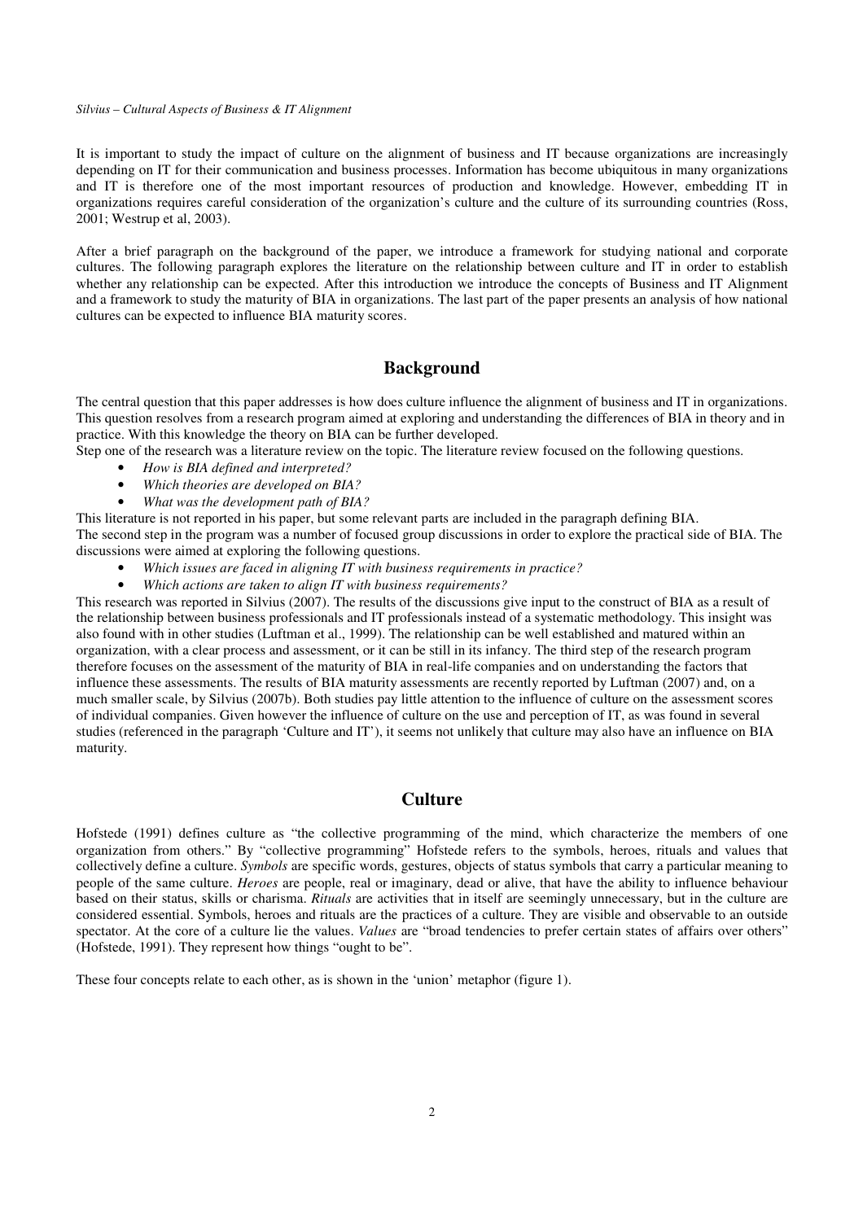It is important to study the impact of culture on the alignment of business and IT because organizations are increasingly depending on IT for their communication and business processes. Information has become ubiquitous in many organizations and IT is therefore one of the most important resources of production and knowledge. However, embedding IT in organizations requires careful consideration of the organization's culture and the culture of its surrounding countries (Ross, 2001; Westrup et al, 2003).

After a brief paragraph on the background of the paper, we introduce a framework for studying national and corporate cultures. The following paragraph explores the literature on the relationship between culture and IT in order to establish whether any relationship can be expected. After this introduction we introduce the concepts of Business and IT Alignment and a framework to study the maturity of BIA in organizations. The last part of the paper presents an analysis of how national cultures can be expected to influence BIA maturity scores.

## Background

The central question that this paper addresses is how does culture influence the alignment of business and IT in organizations. This question resolves from a research program aimed at exploring and understanding the differences of BIA in theory and in practice. With this knowledge the theory on BIA can be further developed.
Step one of the research was a literature review on the topic. The literature review focused on the following questions.

- *How is BIA defined and interpreted?*
- *Which theories are developed on BIA?*
- *What was the development path of BIA?*

This literature is not reported in his paper, but some relevant parts are included in the paragraph defining BIA.
The second step in the program was a number of focused group discussions in order to explore the practical side of BIA. The discussions were aimed at exploring the following questions.

- *Which issues are faced in aligning IT with business requirements in practice?*
- *Which actions are taken to align IT with business requirements?*

This research was reported in Silvius (2007). The results of the discussions give input to the construct of BIA as a result of the relationship between business professionals and IT professionals instead of a systematic methodology. This insight was also found with in other studies (Luftman et al., 1999). The relationship can be well established and matured within an organization, with a clear process and assessment, or it can be still in its infancy. The third step of the research program therefore focuses on the assessment of the maturity of BIA in real-life companies and on understanding the factors that influence these assessments. The results of BIA maturity assessments are recently reported by Luftman (2007) and, on a much smaller scale, by Silvius (2007b). Both studies pay little attention to the influence of culture on the assessment scores of individual companies. Given however the influence of culture on the use and perception of IT, as was found in several studies (referenced in the paragraph 'Culture and IT'), it seems not unlikely that culture may also have an influence on BIA maturity.

## Culture

Hofstede (1991) defines culture as "the collective programming of the mind, which characterize the members of one organization from others." By "collective programming" Hofstede refers to the symbols, heroes, rituals and values that collectively define a culture. *Symbols* are specific words, gestures, objects of status symbols that carry a particular meaning to people of the same culture. *Heroes* are people, real or imaginary, dead or alive, that have the ability to influence behaviour based on their status, skills or charisma. *Rituals* are activities that in itself are seemingly unnecessary, but in the culture are considered essential. Symbols, heroes and rituals are the practices of a culture. They are visible and observable to an outside spectator. At the core of a culture lie the values. *Values* are "broad tendencies to prefer certain states of affairs over others" (Hofstede, 1991). They represent how things "ought to be".

These four concepts relate to each other, as is shown in the 'union' metaphor (figure 1).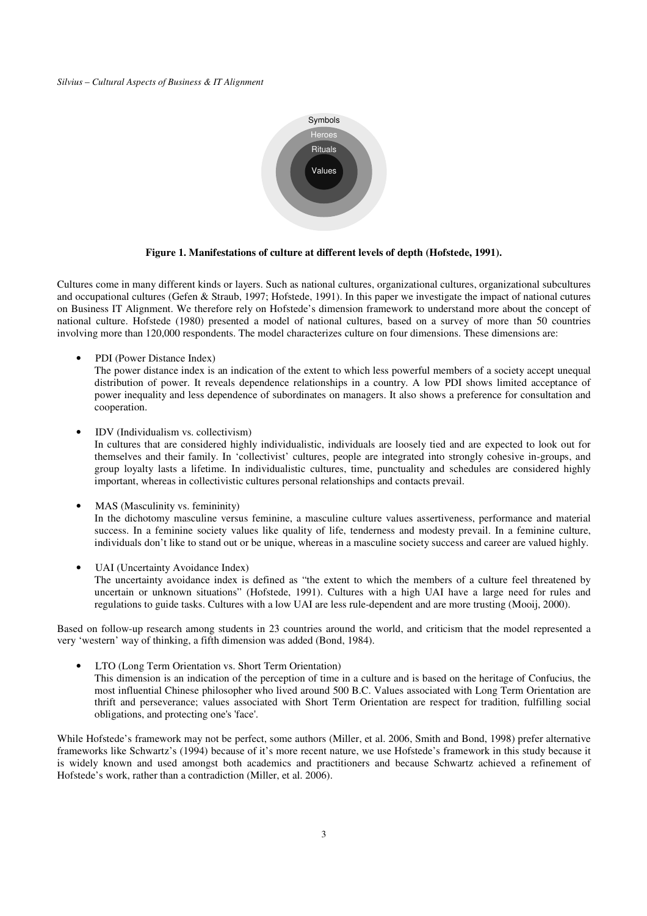Symbols

Heroes

Rituals

Values

**Figure 1. Manifestations of culture at different levels of depth (Hofstede, 1991).**

Cultures come in many different kinds or layers. Such as national cultures, organizational cultures, organizational subcultures and occupational cultures (Gefen & Straub, 1997; Hofstede, 1991). In this paper we investigate the impact of national cutures on Business IT Alignment. We therefore rely on Hofstede's dimension framework to understand more about the concept of national culture. Hofstede (1980) presented a model of national cultures, based on a survey of more than 50 countries involving more than 120,000 respondents. The model characterizes culture on four dimensions. These dimensions are:

- PDI (Power Distance Index)
  The power distance index is an indication of the extent to which less powerful members of a society accept unequal distribution of power. It reveals dependence relationships in a country. A low PDI shows limited acceptance of power inequality and less dependence of subordinates on managers. It also shows a preference for consultation and cooperation.

- IDV (Individualism vs. collectivism)
  In cultures that are considered highly individualistic, individuals are loosely tied and are expected to look out for themselves and their family. In 'collectivist' cultures, people are integrated into strongly cohesive in-groups, and group loyalty lasts a lifetime. In individualistic cultures, time, punctuality and schedules are considered highly important, whereas in collectivistic cultures personal relationships and contacts prevail.

- MAS (Masculinity vs. femininity)
  In the dichotomy masculine versus feminine, a masculine culture values assertiveness, performance and material success. In a feminine society values like quality of life, tenderness and modesty prevail. In a feminine culture, individuals don't like to stand out or be unique, whereas in a masculine society success and career are valued highly.

- UAI (Uncertainty Avoidance Index)
  The uncertainty avoidance index is defined as "the extent to which the members of a culture feel threatened by uncertain or unknown situations" (Hofstede, 1991). Cultures with a high UAI have a large need for rules and regulations to guide tasks. Cultures with a low UAI are less rule-dependent and are more trusting (Mooij, 2000).

Based on follow-up research among students in 23 countries around the world, and criticism that the model represented a very 'western' way of thinking, a fifth dimension was added (Bond, 1984).

- LTO (Long Term Orientation vs. Short Term Orientation)
  This dimension is an indication of the perception of time in a culture and is based on the heritage of Confucius, the most influential Chinese philosopher who lived around 500 B.C. Values associated with Long Term Orientation are thrift and perseverance; values associated with Short Term Orientation are respect for tradition, fulfilling social obligations, and protecting one's 'face'.

While Hofstede's framework may not be perfect, some authors (Miller, et al. 2006, Smith and Bond, 1998) prefer alternative frameworks like Schwartz's (1994) because of it's more recent nature, we use Hofstede's framework in this study because it is widely known and used amongst both academics and practitioners and because Schwartz achieved a refinement of Hofstede's work, rather than a contradiction (Miller, et al. 2006).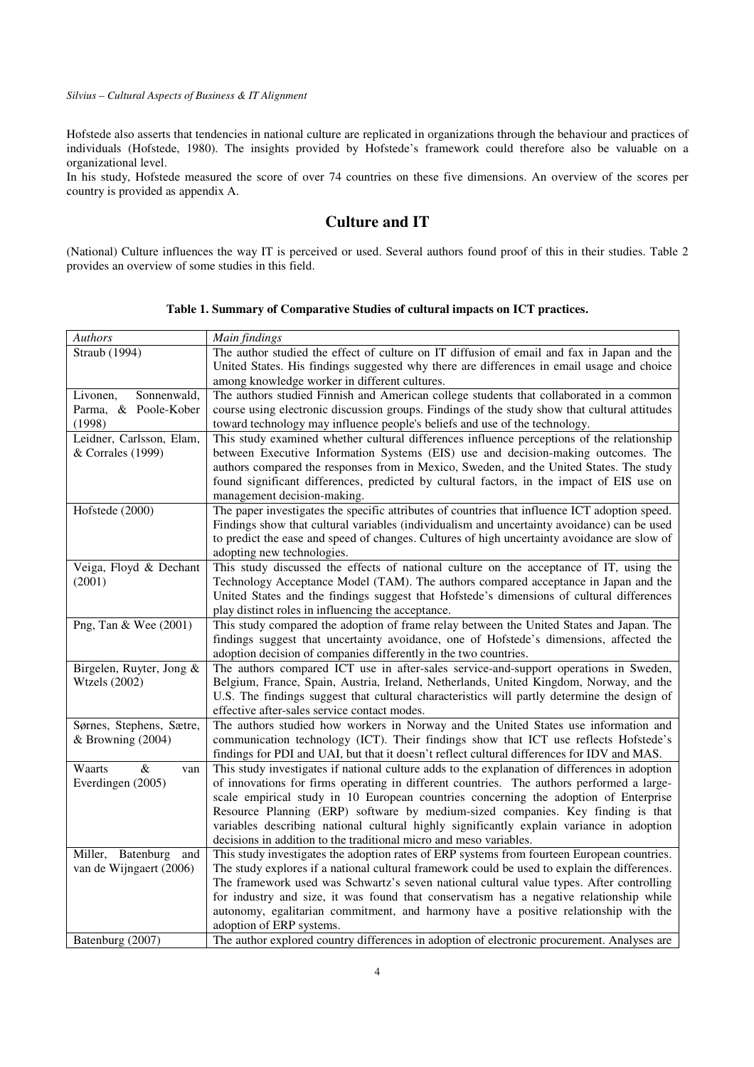Hofstede also asserts that tendencies in national culture are replicated in organizations through the behaviour and practices of individuals (Hofstede, 1980). The insights provided by Hofstede's framework could therefore also be valuable on a organizational level.

In his study, Hofstede measured the score of over 74 countries on these five dimensions. An overview of the scores per country is provided as appendix A.

## Culture and IT

(National) Culture influences the way IT is perceived or used. Several authors found proof of this in their studies. Table 2 provides an overview of some studies in this field.

**Table 1. Summary of Comparative Studies of cultural impacts on ICT practices.**

| *Authors* | *Main findings* |
|---|---|
| Straub (1994) | The author studied the effect of culture on IT diffusion of email and fax in Japan and the United States. His findings suggested why there are differences in email usage and choice among knowledge worker in different cultures. |
| Livonen, Sonnenwald, Parma, & Poole-Kober (1998) | The authors studied Finnish and American college students that collaborated in a common course using electronic discussion groups. Findings of the study show that cultural attitudes toward technology may influence people's beliefs and use of the technology. |
| Leidner, Carlsson, Elam, & Corrales (1999) | This study examined whether cultural differences influence perceptions of the relationship between Executive Information Systems (EIS) use and decision-making outcomes. The authors compared the responses from in Mexico, Sweden, and the United States. The study found significant differences, predicted by cultural factors, in the impact of EIS use on management decision-making. |
| Hofstede (2000) | The paper investigates the specific attributes of countries that influence ICT adoption speed. Findings show that cultural variables (individualism and uncertainty avoidance) can be used to predict the ease and speed of changes. Cultures of high uncertainty avoidance are slow of adopting new technologies. |
| Veiga, Floyd & Dechant (2001) | This study discussed the effects of national culture on the acceptance of IT, using the Technology Acceptance Model (TAM). The authors compared acceptance in Japan and the United States and the findings suggest that Hofstede's dimensions of cultural differences play distinct roles in influencing the acceptance. |
| Png, Tan & Wee (2001) | This study compared the adoption of frame relay between the United States and Japan. The findings suggest that uncertainty avoidance, one of Hofstede's dimensions, affected the adoption decision of companies differently in the two countries. |
| Birgelen, Ruyter, Jong & Wtzels (2002) | The authors compared ICT use in after-sales service-and-support operations in Sweden, Belgium, France, Spain, Austria, Ireland, Netherlands, United Kingdom, Norway, and the U.S. The findings suggest that cultural characteristics will partly determine the design of effective after-sales service contact modes. |
| Sørnes, Stephens, Sætre, & Browning (2004) | The authors studied how workers in Norway and the United States use information and communication technology (ICT). Their findings show that ICT use reflects Hofstede's findings for PDI and UAI, but that it doesn't reflect cultural differences for IDV and MAS. |
| Waarts & van Everdingen (2005) | This study investigates if national culture adds to the explanation of differences in adoption of innovations for firms operating in different countries. The authors performed a large-scale empirical study in 10 European countries concerning the adoption of Enterprise Resource Planning (ERP) software by medium-sized companies. Key finding is that variables describing national cultural highly significantly explain variance in adoption decisions in addition to the traditional micro and meso variables. |
| Miller, Batenburg and van de Wijngaert (2006) | This study investigates the adoption rates of ERP systems from fourteen European countries. The study explores if a national cultural framework could be used to explain the differences. The framework used was Schwartz's seven national cultural value types. After controlling for industry and size, it was found that conservatism has a negative relationship while autonomy, egalitarian commitment, and harmony have a positive relationship with the adoption of ERP systems. |
| Batenburg (2007) | The author explored country differences in adoption of electronic procurement. Analyses are |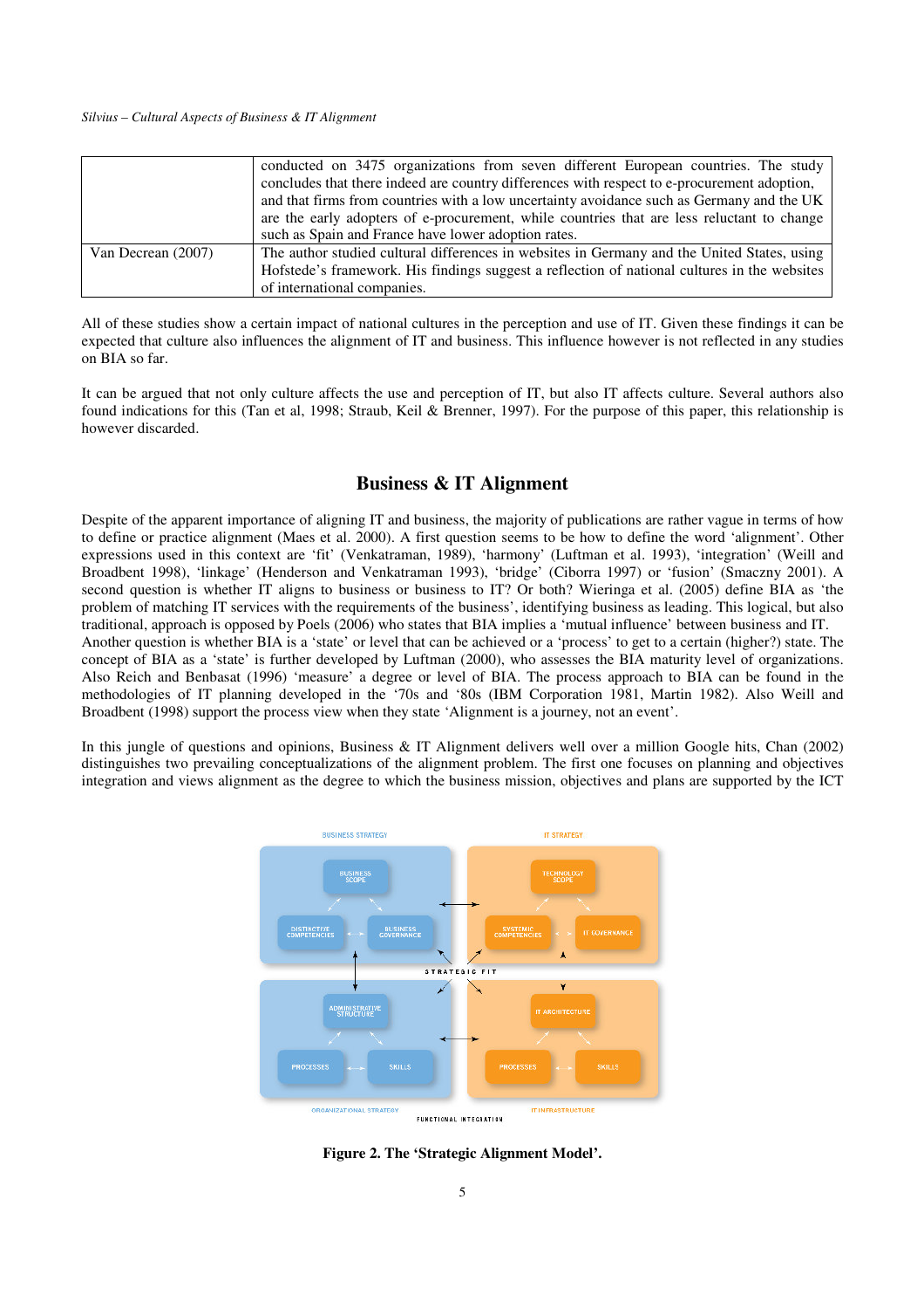| | |
|---|---|
| | conducted on 3475 organizations from seven different European countries. The study concludes that there indeed are country differences with respect to e-procurement adoption, and that firms from countries with a low uncertainty avoidance such as Germany and the UK are the early adopters of e-procurement, while countries that are less reluctant to change such as Spain and France have lower adoption rates. |
| Van Decrean (2007) | The author studied cultural differences in websites in Germany and the United States, using Hofstede's framework. His findings suggest a reflection of national cultures in the websites of international companies. |

All of these studies show a certain impact of national cultures in the perception and use of IT. Given these findings it can be expected that culture also influences the alignment of IT and business. This influence however is not reflected in any studies on BIA so far.

It can be argued that not only culture affects the use and perception of IT, but also IT affects culture. Several authors also found indications for this (Tan et al, 1998; Straub, Keil & Brenner, 1997). For the purpose of this paper, this relationship is however discarded.

## Business & IT Alignment

Despite of the apparent importance of aligning IT and business, the majority of publications are rather vague in terms of how to define or practice alignment (Maes et al. 2000). A first question seems to be how to define the word 'alignment'. Other expressions used in this context are 'fit' (Venkatraman, 1989), 'harmony' (Luftman et al. 1993), 'integration' (Weill and Broadbent 1998), 'linkage' (Henderson and Venkatraman 1993), 'bridge' (Ciborra 1997) or 'fusion' (Smaczny 2001). A second question is whether IT aligns to business or business to IT? Or both? Wieringa et al. (2005) define BIA as 'the problem of matching IT services with the requirements of the business', identifying business as leading. This logical, but also traditional, approach is opposed by Poels (2006) who states that BIA implies a 'mutual influence' between business and IT. Another question is whether BIA is a 'state' or level that can be achieved or a 'process' to get to a certain (higher?) state. The concept of BIA as a 'state' is further developed by Luftman (2000), who assesses the BIA maturity level of organizations. Also Reich and Benbasat (1996) 'measure' a degree or level of BIA. The process approach to BIA can be found in the methodologies of IT planning developed in the '70s and '80s (IBM Corporation 1981, Martin 1982). Also Weill and Broadbent (1998) support the process view when they state 'Alignment is a journey, not an event'.

In this jungle of questions and opinions, Business & IT Alignment delivers well over a million Google hits, Chan (2002) distinguishes two prevailing conceptualizations of the alignment problem. The first one focuses on planning and objectives integration and views alignment as the degree to which the business mission, objectives and plans are supported by the ICT

**Figure 2. The 'Strategic Alignment Model'.**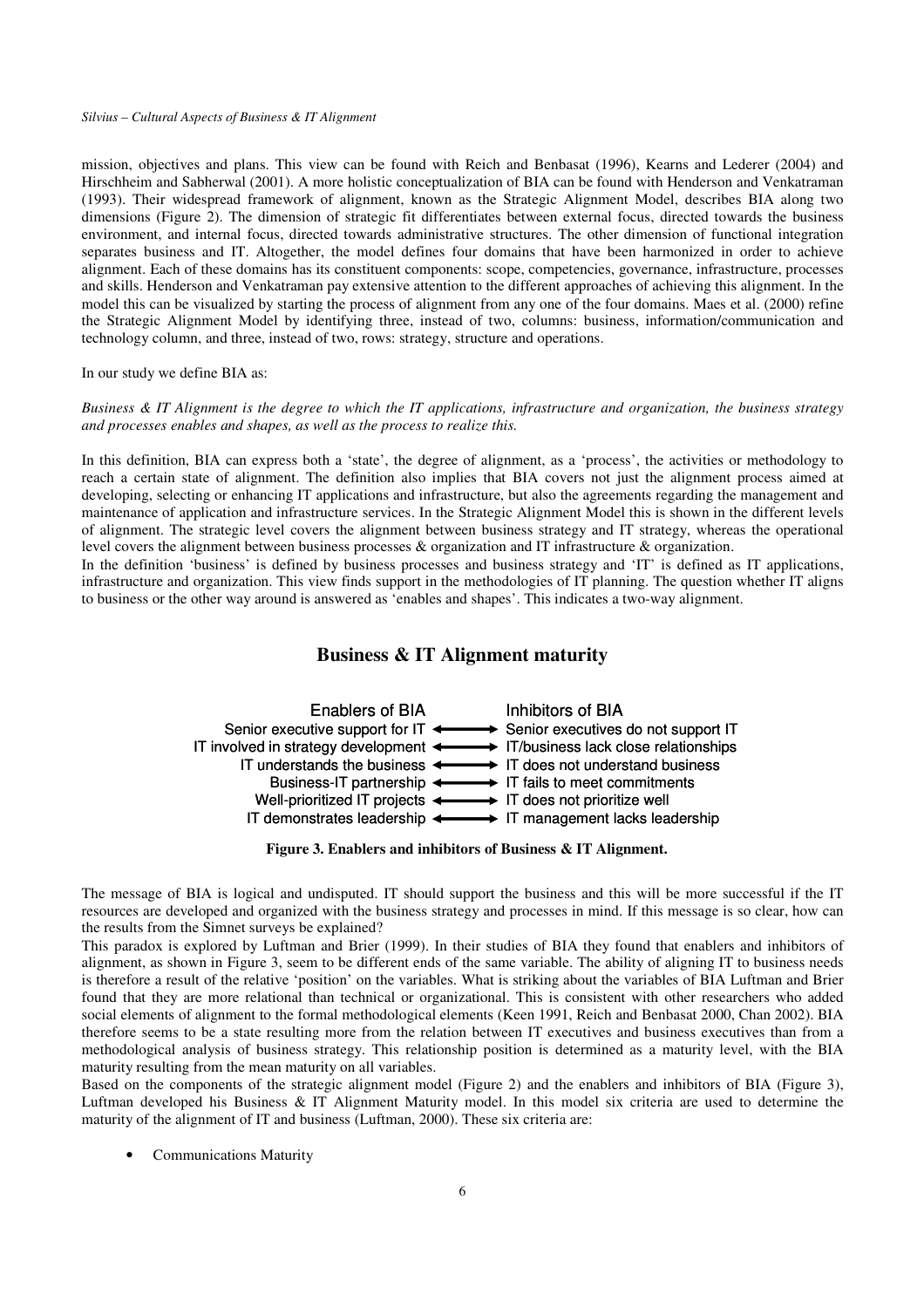mission, objectives and plans. This view can be found with Reich and Benbasat (1996), Kearns and Lederer (2004) and Hirschheim and Sabherwal (2001). A more holistic conceptualization of BIA can be found with Henderson and Venkatraman (1993). Their widespread framework of alignment, known as the Strategic Alignment Model, describes BIA along two dimensions (Figure 2). The dimension of strategic fit differentiates between external focus, directed towards the business environment, and internal focus, directed towards administrative structures. The other dimension of functional integration separates business and IT. Altogether, the model defines four domains that have been harmonized in order to achieve alignment. Each of these domains has its constituent components: scope, competencies, governance, infrastructure, processes and skills. Henderson and Venkatraman pay extensive attention to the different approaches of achieving this alignment. In the model this can be visualized by starting the process of alignment from any one of the four domains. Maes et al. (2000) refine the Strategic Alignment Model by identifying three, instead of two, columns: business, information/communication and technology column, and three, instead of two, rows: strategy, structure and operations.

In our study we define BIA as:

*Business & IT Alignment is the degree to which the IT applications, infrastructure and organization, the business strategy and processes enables and shapes, as well as the process to realize this.*

In this definition, BIA can express both a 'state', the degree of alignment, as a 'process', the activities or methodology to reach a certain state of alignment. The definition also implies that BIA covers not just the alignment process aimed at developing, selecting or enhancing IT applications and infrastructure, but also the agreements regarding the management and maintenance of application and infrastructure services. In the Strategic Alignment Model this is shown in the different levels of alignment. The strategic level covers the alignment between business strategy and IT strategy, whereas the operational level covers the alignment between business processes & organization and IT infrastructure & organization.

In the definition 'business' is defined by business processes and business strategy and 'IT' is defined as IT applications, infrastructure and organization. This view finds support in the methodologies of IT planning. The question whether IT aligns to business or the other way around is answered as 'enables and shapes'. This indicates a two-way alignment.

## Business & IT Alignment maturity

Enablers of BIA ↔ Inhibitors of BIA

Senior executive support for IT ↔ Senior executives do not support IT

IT involved in strategy development ↔ IT/business lack close relationships

IT understands the business ↔ IT does not understand business

Business-IT partnership ↔ IT fails to meet commitments

Well-prioritized IT projects ↔ IT does not prioritize well

IT demonstrates leadership ↔ IT management lacks leadership

**Figure 3. Enablers and inhibitors of Business & IT Alignment.**

The message of BIA is logical and undisputed. IT should support the business and this will be more successful if the IT resources are developed and organized with the business strategy and processes in mind. If this message is so clear, how can the results from the Simnet surveys be explained?

This paradox is explored by Luftman and Brier (1999). In their studies of BIA they found that enablers and inhibitors of alignment, as shown in Figure 3, seem to be different ends of the same variable. The ability of aligning IT to business needs is therefore a result of the relative 'position' on the variables. What is striking about the variables of BIA Luftman and Brier found that they are more relational than technical or organizational. This is consistent with other researchers who added social elements of alignment to the formal methodological elements (Keen 1991, Reich and Benbasat 2000, Chan 2002). BIA therefore seems to be a state resulting more from the relation between IT executives and business executives than from a methodological analysis of business strategy. This relationship position is determined as a maturity level, with the BIA maturity resulting from the mean maturity on all variables.

Based on the components of the strategic alignment model (Figure 2) and the enablers and inhibitors of BIA (Figure 3), Luftman developed his Business & IT Alignment Maturity model. In this model six criteria are used to determine the maturity of the alignment of IT and business (Luftman, 2000). These six criteria are:

- Communications Maturity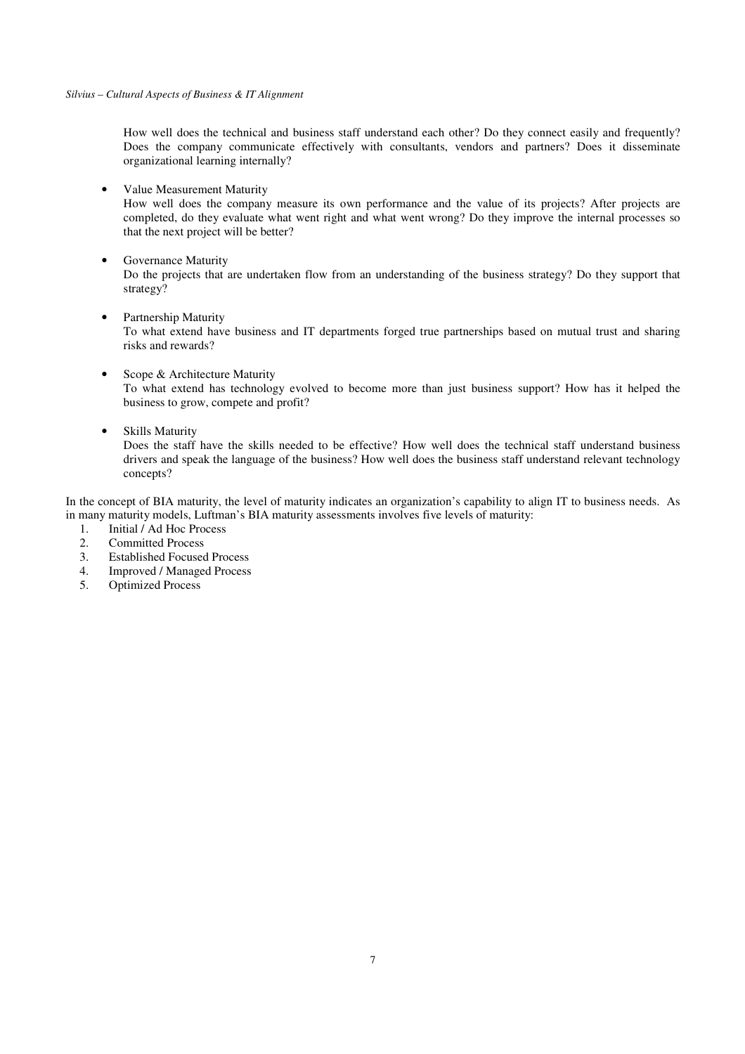How well does the technical and business staff understand each other? Do they connect easily and frequently? Does the company communicate effectively with consultants, vendors and partners? Does it disseminate organizational learning internally?

- Value Measurement Maturity
  How well does the company measure its own performance and the value of its projects? After projects are completed, do they evaluate what went right and what went wrong? Do they improve the internal processes so that the next project will be better?

- Governance Maturity
  Do the projects that are undertaken flow from an understanding of the business strategy? Do they support that strategy?

- Partnership Maturity
  To what extend have business and IT departments forged true partnerships based on mutual trust and sharing risks and rewards?

- Scope & Architecture Maturity
  To what extend has technology evolved to become more than just business support? How has it helped the business to grow, compete and profit?

- Skills Maturity
  Does the staff have the skills needed to be effective? How well does the technical staff understand business drivers and speak the language of the business? How well does the business staff understand relevant technology concepts?

In the concept of BIA maturity, the level of maturity indicates an organization's capability to align IT to business needs. As in many maturity models, Luftman's BIA maturity assessments involves five levels of maturity:

1. Initial / Ad Hoc Process
2. Committed Process
3. Established Focused Process
4. Improved / Managed Process
5. Optimized Process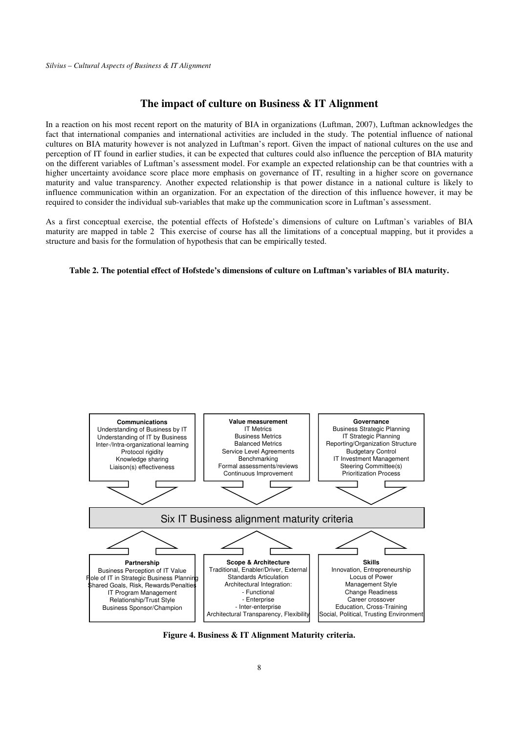## The impact of culture on Business & IT Alignment

In a reaction on his most recent report on the maturity of BIA in organizations (Luftman, 2007), Luftman acknowledges the fact that international companies and international activities are included in the study. The potential influence of national cultures on BIA maturity however is not analyzed in Luftman's report. Given the impact of national cultures on the use and perception of IT found in earlier studies, it can be expected that cultures could also influence the perception of BIA maturity on the different variables of Luftman's assessment model. For example an expected relationship can be that countries with a higher uncertainty avoidance score place more emphasis on governance of IT, resulting in a higher score on governance maturity and value transparency. Another expected relationship is that power distance in a national culture is likely to influence communication within an organization. For an expectation of the direction of this influence however, it may be required to consider the individual sub-variables that make up the communication score in Luftman's assessment.

As a first conceptual exercise, the potential effects of Hofstede's dimensions of culture on Luftman's variables of BIA maturity are mapped in table 2 This exercise of course has all the limitations of a conceptual mapping, but it provides a structure and basis for the formulation of hypothesis that can be empirically tested.

**Table 2. The potential effect of Hofstede's dimensions of culture on Luftman's variables of BIA maturity.**

**Communications**
- Understanding of Business by IT
- Understanding of IT by Business
- Inter-/Intra-organizational learning
- Protocol rigidity
- Knowledge sharing
- Liaison(s) effectiveness

**Value measurement**
- IT Metrics
- Business Metrics
- Balanced Metrics
- Service Level Agreements
- Benchmarking
- Formal assessments/reviews
- Continuous Improvement

**Governance**
- Business Strategic Planning
- IT Strategic Planning
- Reporting/Organization Structure
- Budgetary Control
- IT Investment Management
- Steering Committee(s)
- Prioritization Process

Six IT Business alignment maturity criteria

**Partnership**
- Business Perception of IT Value
- Role of IT in Strategic Business Planning
- Shared Goals, Risk, Rewards/Penalties
- IT Program Management
- Relationship/Trust Style
- Business Sponsor/Champion

**Scope & Architecture**
- Traditional, Enabler/Driver, External
- Standards Articulation
- Architectural Integration:
  - Functional
  - Enterprise
  - Inter-enterprise
- Architectural Transparency, Flexibility

**Skills**
- Innovation, Entrepreneurship
- Locus of Power
- Management Style
- Change Readiness
- Career crossover
- Education, Cross-Training
- Social, Political, Trusting Environment

**Figure 4. Business & IT Alignment Maturity criteria.**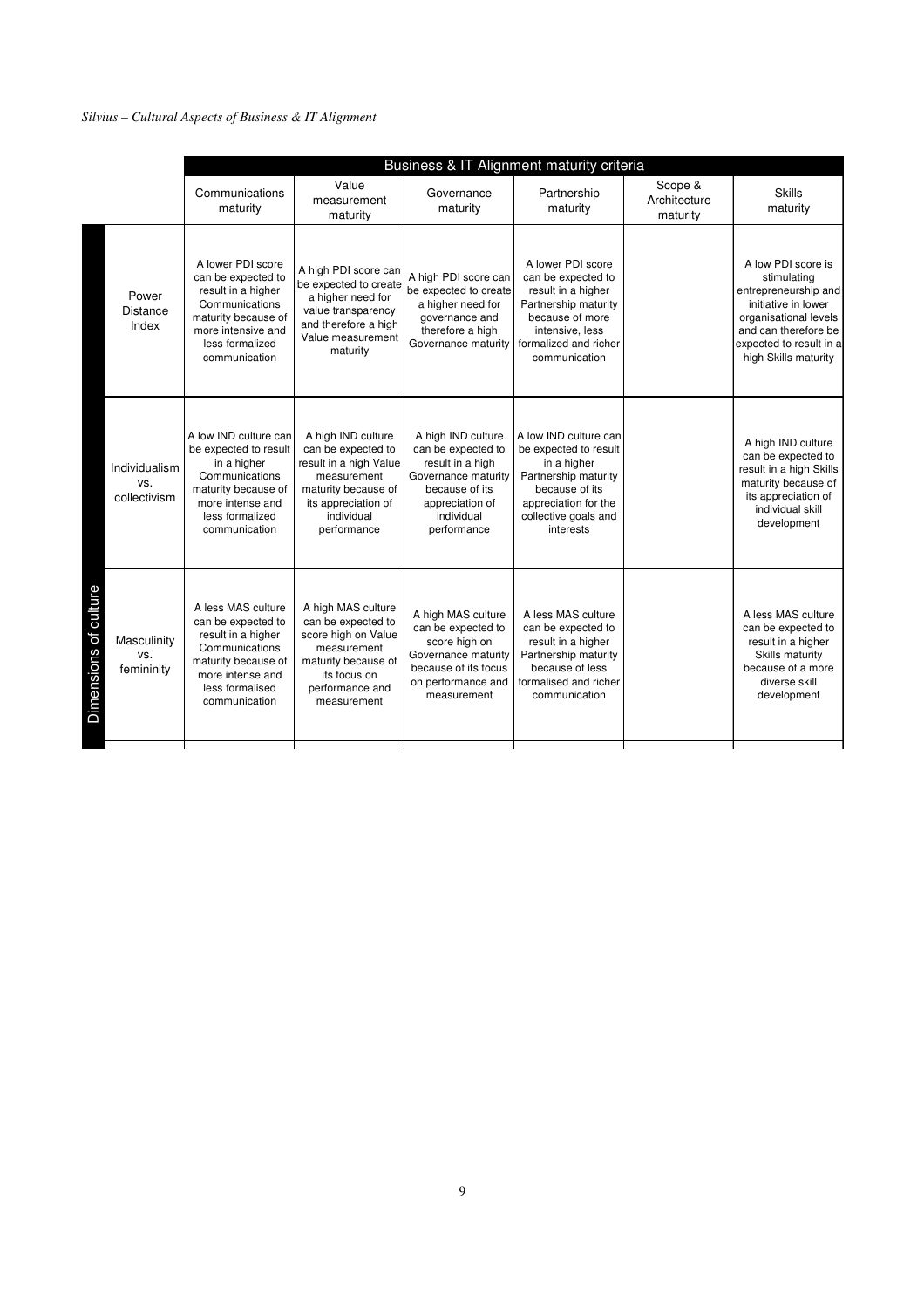| | | Business & IT Alignment maturity criteria | | | | | |
|---|---|---|---|---|---|---|---|
| | | Communications maturity | Value measurement maturity | Governance maturity | Partnership maturity | Scope & Architecture maturity | Skills maturity |
| Dimensions of culture | Power Distance Index | A lower PDI score can be expected to result in a higher Communications maturity because of more intensive and less formalized communication | A high PDI score can be expected to create a higher need for value transparency and therefore a high Value measurement maturity | A high PDI score can be expected to create a higher need for governance and therefore a high Governance maturity | A lower PDI score can be expected to result in a higher Partnership maturity because of more intensive, less formalized and richer communication | | A low PDI score is stimulating entrepreneurship and initiative in lower organisational levels and can therefore be expected to result in a high Skills maturity |
| | Individualism vs. collectivism | A low IND culture can be expected to result in a higher Communications maturity because of more intense and less formalized communication | A high IND culture can be expected to result in a high Value measurement maturity because of its appreciation of individual performance | A high IND culture can be expected to result in a high Governance maturity because of its appreciation of individual performance | A low IND culture can be expected to result in a higher Partnership maturity because of its appreciation for the collective goals and interests | | A high IND culture can be expected to result in a high Skills maturity because of its appreciation of individual skill development |
| | Masculinity vs. femininity | A less MAS culture can be expected to result in a higher Communications maturity because of more intense and less formalised communication | A high MAS culture can be expected to score high on Value measurement maturity because of its focus on performance and measurement | A high MAS culture can be expected to score high on Governance maturity because of its focus on performance and measurement | A less MAS culture can be expected to result in a higher Partnership maturity because of less formalised and richer communication | | A less MAS culture can be expected to result in a higher Skills maturity because of a more diverse skill development |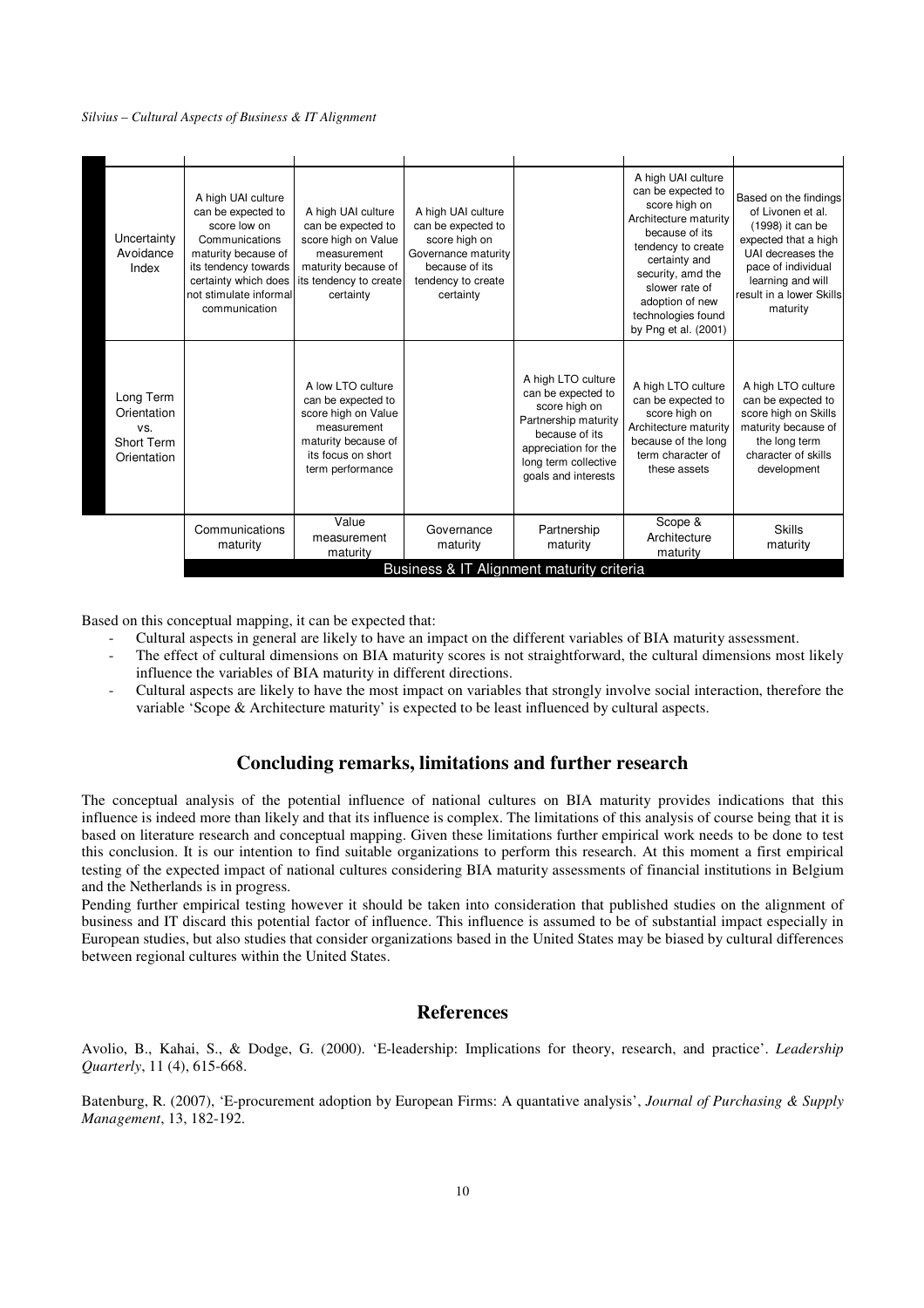| | | | | | | |
|---|---|---|---|---|---|---|
| Uncertainty Avoidance Index | A high UAI culture can be expected to score low on Communications maturity because of its tendency towards certainty which does not stimulate informal communication | A high UAI culture can be expected to score high on Value measurement maturity because of its tendency to create certainty | A high UAI culture can be expected to score high on Governance maturity because of its tendency to create certainty | | A high UAI culture can be expected to score high on Architecture maturity because of its tendency to create certainty and security, amd the slower rate of adoption of new technologies found by Png et al. (2001) | Based on the findings of Livonen et al. (1998) it can be expected that a high UAI decreases the pace of individual learning and will result in a lower Skills maturity |
| Long Term Orientation vs. Short Term Orientation | | A low LTO culture can be expected to score high on Value measurement maturity because of its focus on short term performance | | A high LTO culture can be expected to score high on Partnership maturity because of its appreciation for the long term collective goals and interests | A high LTO culture can be expected to score high on Architecture maturity because of the long term character of these assets | A high LTO culture can be expected to score high on Skills maturity because of the long term character of skills development |
| | Communications maturity | Value measurement maturity | Governance maturity | Partnership maturity | Scope & Architecture maturity | Skills maturity |
| | Business & IT Alignment maturity criteria | | | | | |

Based on this conceptual mapping, it can be expected that:

- Cultural aspects in general are likely to have an impact on the different variables of BIA maturity assessment.
- The effect of cultural dimensions on BIA maturity scores is not straightforward, the cultural dimensions most likely influence the variables of BIA maturity in different directions.
- Cultural aspects are likely to have the most impact on variables that strongly involve social interaction, therefore the variable 'Scope & Architecture maturity' is expected to be least influenced by cultural aspects.

## Concluding remarks, limitations and further research

The conceptual analysis of the potential influence of national cultures on BIA maturity provides indications that this influence is indeed more than likely and that its influence is complex. The limitations of this analysis of course being that it is based on literature research and conceptual mapping. Given these limitations further empirical work needs to be done to test this conclusion. It is our intention to find suitable organizations to perform this research. At this moment a first empirical testing of the expected impact of national cultures considering BIA maturity assessments of financial institutions in Belgium and the Netherlands is in progress.

Pending further empirical testing however it should be taken into consideration that published studies on the alignment of business and IT discard this potential factor of influence. This influence is assumed to be of substantial impact especially in European studies, but also studies that consider organizations based in the United States may be biased by cultural differences between regional cultures within the United States.

## References

Avolio, B., Kahai, S., & Dodge, G. (2000). 'E-leadership: Implications for theory, research, and practice'. *Leadership Quarterly*, 11 (4), 615-668.

Batenburg, R. (2007), 'E-procurement adoption by European Firms: A quantative analysis', *Journal of Purchasing & Supply Management*, 13, 182-192.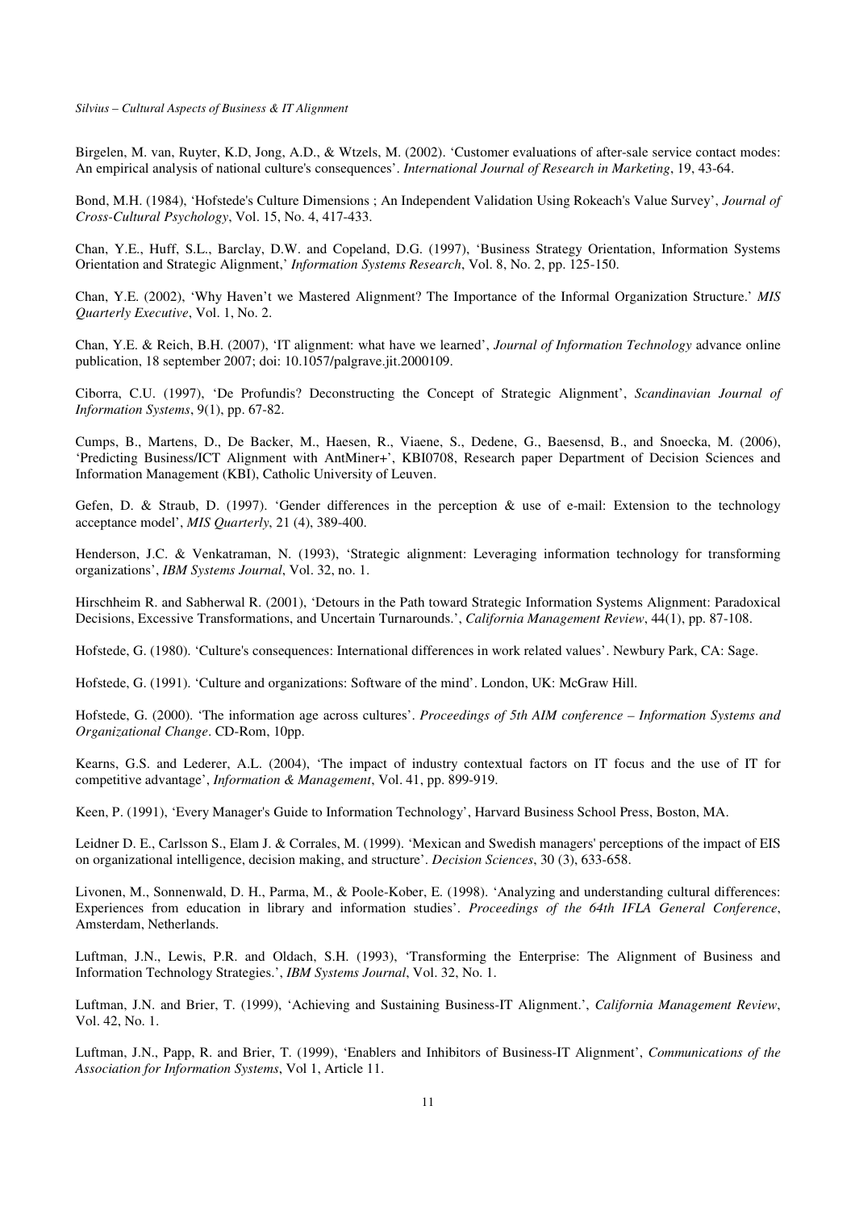Birgelen, M. van, Ruyter, K.D, Jong, A.D., & Wtzels, M. (2002). 'Customer evaluations of after-sale service contact modes: An empirical analysis of national culture's consequences'. *International Journal of Research in Marketing*, 19, 43-64.

Bond, M.H. (1984), 'Hofstede's Culture Dimensions ; An Independent Validation Using Rokeach's Value Survey', *Journal of Cross-Cultural Psychology*, Vol. 15, No. 4, 417-433.

Chan, Y.E., Huff, S.L., Barclay, D.W. and Copeland, D.G. (1997), 'Business Strategy Orientation, Information Systems Orientation and Strategic Alignment,' *Information Systems Research*, Vol. 8, No. 2, pp. 125-150.

Chan, Y.E. (2002), 'Why Haven't we Mastered Alignment? The Importance of the Informal Organization Structure.' *MIS Quarterly Executive*, Vol. 1, No. 2.

Chan, Y.E. & Reich, B.H. (2007), 'IT alignment: what have we learned', *Journal of Information Technology* advance online publication, 18 september 2007; doi: 10.1057/palgrave.jit.2000109.

Ciborra, C.U. (1997), 'De Profundis? Deconstructing the Concept of Strategic Alignment', *Scandinavian Journal of Information Systems*, 9(1), pp. 67-82.

Cumps, B., Martens, D., De Backer, M., Haesen, R., Viaene, S., Dedene, G., Baesensd, B., and Snoecka, M. (2006), 'Predicting Business/ICT Alignment with AntMiner+', KBI0708, Research paper Department of Decision Sciences and Information Management (KBI), Catholic University of Leuven.

Gefen, D. & Straub, D. (1997). 'Gender differences in the perception & use of e-mail: Extension to the technology acceptance model', *MIS Quarterly*, 21 (4), 389-400.

Henderson, J.C. & Venkatraman, N. (1993), 'Strategic alignment: Leveraging information technology for transforming organizations', *IBM Systems Journal*, Vol. 32, no. 1.

Hirschheim R. and Sabherwal R. (2001), 'Detours in the Path toward Strategic Information Systems Alignment: Paradoxical Decisions, Excessive Transformations, and Uncertain Turnarounds.', *California Management Review*, 44(1), pp. 87-108.

Hofstede, G. (1980). 'Culture's consequences: International differences in work related values'. Newbury Park, CA: Sage.

Hofstede, G. (1991). 'Culture and organizations: Software of the mind'. London, UK: McGraw Hill.

Hofstede, G. (2000). 'The information age across cultures'. *Proceedings of 5th AIM conference – Information Systems and Organizational Change*. CD-Rom, 10pp.

Kearns, G.S. and Lederer, A.L. (2004), 'The impact of industry contextual factors on IT focus and the use of IT for competitive advantage', *Information & Management*, Vol. 41, pp. 899-919.

Keen, P. (1991), 'Every Manager's Guide to Information Technology', Harvard Business School Press, Boston, MA.

Leidner D. E., Carlsson S., Elam J. & Corrales, M. (1999). 'Mexican and Swedish managers' perceptions of the impact of EIS on organizational intelligence, decision making, and structure'. *Decision Sciences*, 30 (3), 633-658.

Livonen, M., Sonnenwald, D. H., Parma, M., & Poole-Kober, E. (1998). 'Analyzing and understanding cultural differences: Experiences from education in library and information studies'. *Proceedings of the 64th IFLA General Conference*, Amsterdam, Netherlands.

Luftman, J.N., Lewis, P.R. and Oldach, S.H. (1993), 'Transforming the Enterprise: The Alignment of Business and Information Technology Strategies.', *IBM Systems Journal*, Vol. 32, No. 1.

Luftman, J.N. and Brier, T. (1999), 'Achieving and Sustaining Business-IT Alignment.', *California Management Review*, Vol. 42, No. 1.

Luftman, J.N., Papp, R. and Brier, T. (1999), 'Enablers and Inhibitors of Business-IT Alignment', *Communications of the Association for Information Systems*, Vol 1, Article 11.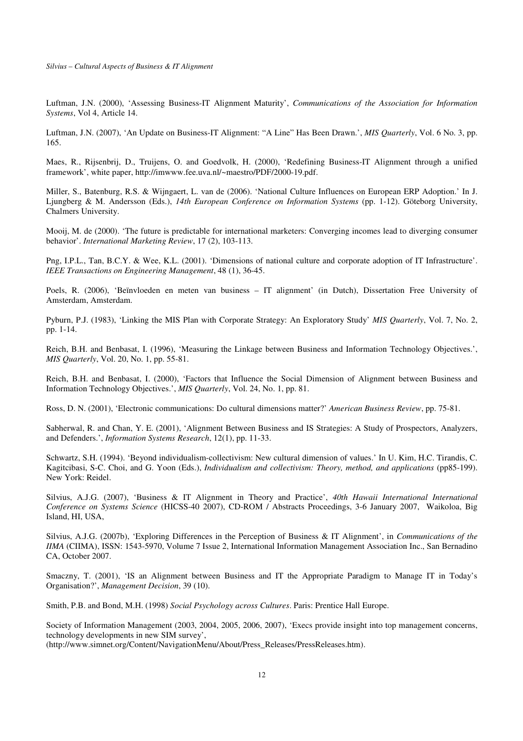Luftman, J.N. (2000), 'Assessing Business-IT Alignment Maturity', *Communications of the Association for Information Systems*, Vol 4, Article 14.

Luftman, J.N. (2007), 'An Update on Business-IT Alignment: "A Line" Has Been Drawn.', *MIS Quarterly*, Vol. 6 No. 3, pp. 165.

Maes, R., Rijsenbrij, D., Truijens, O. and Goedvolk, H. (2000), 'Redefining Business-IT Alignment through a unified framework', white paper, http://imwww.fee.uva.nl/~maestro/PDF/2000-19.pdf.

Miller, S., Batenburg, R.S. & Wijngaert, L. van de (2006). 'National Culture Influences on European ERP Adoption.' In J. Ljungberg & M. Andersson (Eds.), *14th European Conference on Information Systems* (pp. 1-12). Göteborg University, Chalmers University.

Mooij, M. de (2000). 'The future is predictable for international marketers: Converging incomes lead to diverging consumer behavior'. *International Marketing Review*, 17 (2), 103-113.

Png, I.P.L., Tan, B.C.Y. & Wee, K.L. (2001). 'Dimensions of national culture and corporate adoption of IT Infrastructure'. *IEEE Transactions on Engineering Management*, 48 (1), 36-45.

Poels, R. (2006), 'Beïnvloeden en meten van business – IT alignment' (in Dutch), Dissertation Free University of Amsterdam, Amsterdam.

Pyburn, P.J. (1983), 'Linking the MIS Plan with Corporate Strategy: An Exploratory Study' *MIS Quarterly*, Vol. 7, No. 2, pp. 1-14.

Reich, B.H. and Benbasat, I. (1996), 'Measuring the Linkage between Business and Information Technology Objectives.', *MIS Quarterly*, Vol. 20, No. 1, pp. 55-81.

Reich, B.H. and Benbasat, I. (2000), 'Factors that Influence the Social Dimension of Alignment between Business and Information Technology Objectives.', *MIS Quarterly*, Vol. 24, No. 1, pp. 81.

Ross, D. N. (2001), 'Electronic communications: Do cultural dimensions matter?' *American Business Review*, pp. 75-81.

Sabherwal, R. and Chan, Y. E. (2001), 'Alignment Between Business and IS Strategies: A Study of Prospectors, Analyzers, and Defenders.', *Information Systems Research*, 12(1), pp. 11-33.

Schwartz, S.H. (1994). 'Beyond individualism-collectivism: New cultural dimension of values.' In U. Kim, H.C. Tirandis, C. Kagitcibasi, S-C. Choi, and G. Yoon (Eds.), *Individualism and collectivism: Theory, method, and applications* (pp85-199). New York: Reidel.

Silvius, A.J.G. (2007), 'Business & IT Alignment in Theory and Practice', *40th Hawaii International International Conference on Systems Science* (HICSS-40 2007), CD-ROM / Abstracts Proceedings, 3-6 January 2007, Waikoloa, Big Island, HI, USA,

Silvius, A.J.G. (2007b), 'Exploring Differences in the Perception of Business & IT Alignment', in *Communications of the IIMA* (CIIMA), ISSN: 1543-5970, Volume 7 Issue 2, International Information Management Association Inc., San Bernadino CA, October 2007.

Smaczny, T. (2001), 'IS an Alignment between Business and IT the Appropriate Paradigm to Manage IT in Today's Organisation?', *Management Decision*, 39 (10).

Smith, P.B. and Bond, M.H. (1998) *Social Psychology across Cultures*. Paris: Prentice Hall Europe.

Society of Information Management (2003, 2004, 2005, 2006, 2007), 'Execs provide insight into top management concerns, technology developments in new SIM survey', (http://www.simnet.org/Content/NavigationMenu/About/Press_Releases/PressReleases.htm).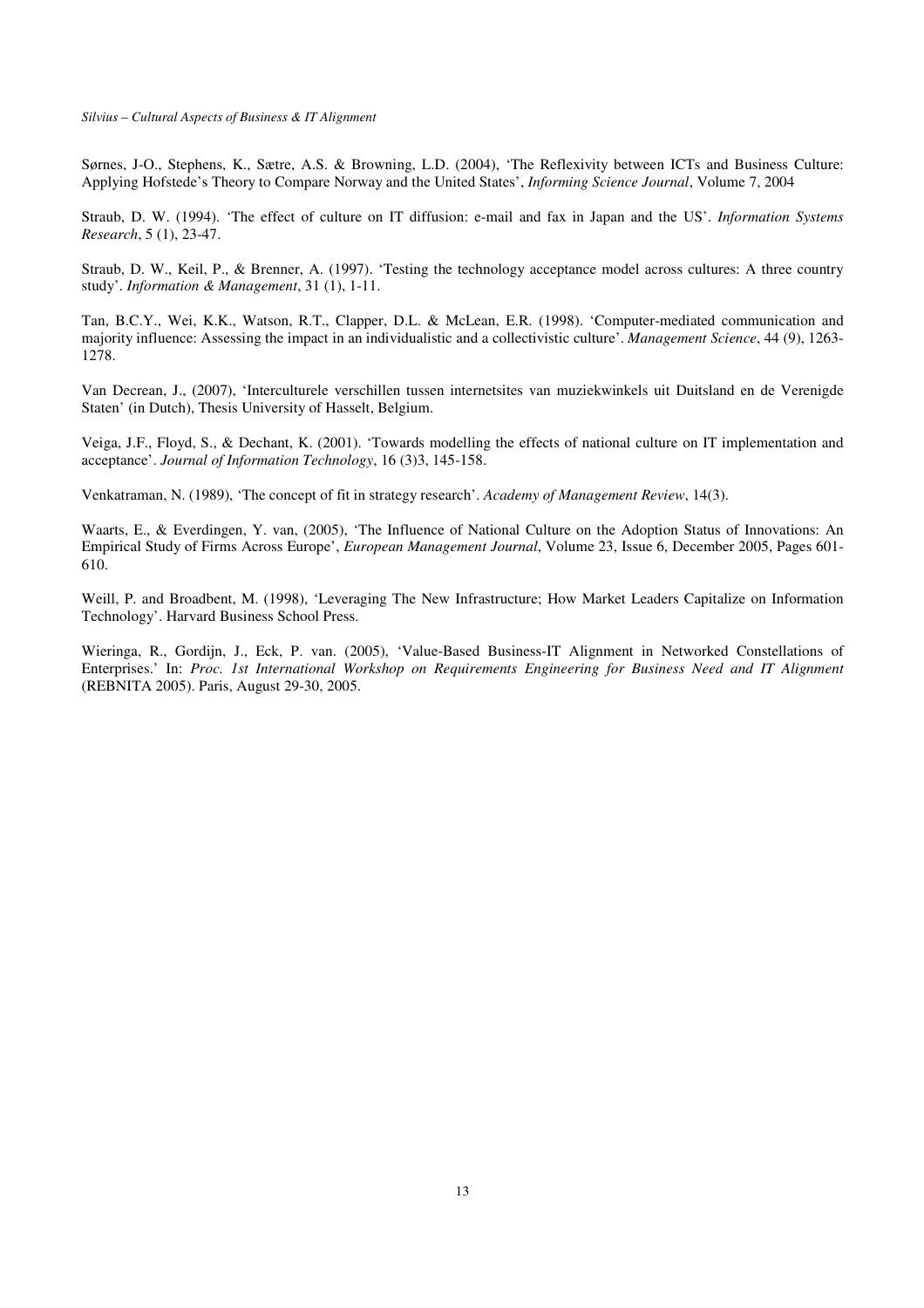Sørnes, J-O., Stephens, K., Sætre, A.S. & Browning, L.D. (2004), 'The Reflexivity between ICTs and Business Culture: Applying Hofstede's Theory to Compare Norway and the United States', *Informing Science Journal*, Volume 7, 2004

Straub, D. W. (1994). 'The effect of culture on IT diffusion: e-mail and fax in Japan and the US'. *Information Systems Research*, 5 (1), 23-47.

Straub, D. W., Keil, P., & Brenner, A. (1997). 'Testing the technology acceptance model across cultures: A three country study'. *Information & Management*, 31 (1), 1-11.

Tan, B.C.Y., Wei, K.K., Watson, R.T., Clapper, D.L. & McLean, E.R. (1998). 'Computer-mediated communication and majority influence: Assessing the impact in an individualistic and a collectivistic culture'. *Management Science*, 44 (9), 1263-1278.

Van Decrean, J., (2007), 'Interculturele verschillen tussen internetsites van muziekwinkels uit Duitsland en de Verenigde Staten' (in Dutch), Thesis University of Hasselt, Belgium.

Veiga, J.F., Floyd, S., & Dechant, K. (2001). 'Towards modelling the effects of national culture on IT implementation and acceptance'. *Journal of Information Technology*, 16 (3)3, 145-158.

Venkatraman, N. (1989), 'The concept of fit in strategy research'. *Academy of Management Review*, 14(3).

Waarts, E., & Everdingen, Y. van, (2005), 'The Influence of National Culture on the Adoption Status of Innovations: An Empirical Study of Firms Across Europe', *European Management Journal*, Volume 23, Issue 6, December 2005, Pages 601-610.

Weill, P. and Broadbent, M. (1998), 'Leveraging The New Infrastructure; How Market Leaders Capitalize on Information Technology'. Harvard Business School Press.

Wieringa, R., Gordijn, J., Eck, P. van. (2005), 'Value-Based Business-IT Alignment in Networked Constellations of Enterprises.' In: *Proc. 1st International Workshop on Requirements Engineering for Business Need and IT Alignment* (REBNITA 2005). Paris, August 29-30, 2005.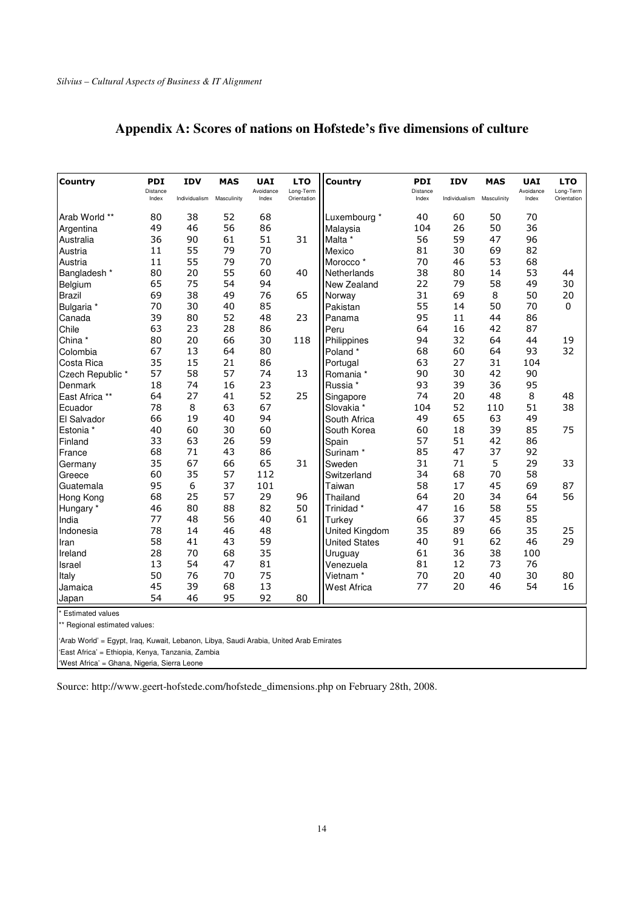## Appendix A: Scores of nations on Hofstede's five dimensions of culture

| Country | PDI Distance Index | IDV Individualism | MAS Masculinity | UAI Avoidance Index | LTO Long-Term Orientation | Country | PDI Distance Index | IDV Individualism | MAS Masculinity | UAI Avoidance Index | LTO Long-Term Orientation |
|---|---|---|---|---|---|---|---|---|---|---|---|
| Arab World ** | 80 | 38 | 52 | 68 | | Luxembourg * | 40 | 60 | 50 | 70 | |
| Argentina | 49 | 46 | 56 | 86 | | Malaysia | 104 | 26 | 50 | 36 | |
| Australia | 36 | 90 | 61 | 51 | 31 | Malta * | 56 | 59 | 47 | 96 | |
| Austria | 11 | 55 | 79 | 70 | | Mexico | 81 | 30 | 69 | 82 | |
| Austria | 11 | 55 | 79 | 70 | | Morocco * | 70 | 46 | 53 | 68 | |
| Bangladesh * | 80 | 20 | 55 | 60 | 40 | Netherlands | 38 | 80 | 14 | 53 | 44 |
| Belgium | 65 | 75 | 54 | 94 | | New Zealand | 22 | 79 | 58 | 49 | 30 |
| Brazil | 69 | 38 | 49 | 76 | 65 | Norway | 31 | 69 | 8 | 50 | 20 |
| Bulgaria * | 70 | 30 | 40 | 85 | | Pakistan | 55 | 14 | 50 | 70 | 0 |
| Canada | 39 | 80 | 52 | 48 | 23 | Panama | 95 | 11 | 44 | 86 | |
| Chile | 63 | 23 | 28 | 86 | | Peru | 64 | 16 | 42 | 87 | |
| China * | 80 | 20 | 66 | 30 | 118 | Philippines | 94 | 32 | 64 | 44 | 19 |
| Colombia | 67 | 13 | 64 | 80 | | Poland * | 68 | 60 | 64 | 93 | 32 |
| Costa Rica | 35 | 15 | 21 | 86 | | Portugal | 63 | 27 | 31 | 104 | |
| Czech Republic * | 57 | 58 | 57 | 74 | 13 | Romania * | 90 | 30 | 42 | 90 | |
| Denmark | 18 | 74 | 16 | 23 | | Russia * | 93 | 39 | 36 | 95 | |
| East Africa ** | 64 | 27 | 41 | 52 | 25 | Singapore | 74 | 20 | 48 | 8 | 48 |
| Ecuador | 78 | 8 | 63 | 67 | | Slovakia * | 104 | 52 | 110 | 51 | 38 |
| El Salvador | 66 | 19 | 40 | 94 | | South Africa | 49 | 65 | 63 | 49 | |
| Estonia * | 40 | 60 | 30 | 60 | | South Korea | 60 | 18 | 39 | 85 | 75 |
| Finland | 33 | 63 | 26 | 59 | | Spain | 57 | 51 | 42 | 86 | |
| France | 68 | 71 | 43 | 86 | | Surinam * | 85 | 47 | 37 | 92 | |
| Germany | 35 | 67 | 66 | 65 | 31 | Sweden | 31 | 71 | 5 | 29 | 33 |
| Greece | 60 | 35 | 57 | 112 | | Switzerland | 34 | 68 | 70 | 58 | |
| Guatemala | 95 | 6 | 37 | 101 | | Taiwan | 58 | 17 | 45 | 69 | 87 |
| Hong Kong | 68 | 25 | 57 | 29 | 96 | Thailand | 64 | 20 | 34 | 64 | 56 |
| Hungary * | 46 | 80 | 88 | 82 | 50 | Trinidad * | 47 | 16 | 58 | 55 | |
| India | 77 | 48 | 56 | 40 | 61 | Turkey | 66 | 37 | 45 | 85 | |
| Indonesia | 78 | 14 | 46 | 48 | | United Kingdom | 35 | 89 | 66 | 35 | 25 |
| Iran | 58 | 41 | 43 | 59 | | United States | 40 | 91 | 62 | 46 | 29 |
| Ireland | 28 | 70 | 68 | 35 | | Uruguay | 61 | 36 | 38 | 100 | |
| Israel | 13 | 54 | 47 | 81 | | Venezuela | 81 | 12 | 73 | 76 | |
| Italy | 50 | 76 | 70 | 75 | | Vietnam * | 70 | 20 | 40 | 30 | 80 |
| Jamaica | 45 | 39 | 68 | 13 | | West Africa | 77 | 20 | 46 | 54 | 16 |
| Japan | 54 | 46 | 95 | 92 | 80 | | | | | | |

* Estimated values

** Regional estimated values:

'Arab World' = Egypt, Iraq, Kuwait, Lebanon, Libya, Saudi Arabia, United Arab Emirates

'East Africa' = Ethiopia, Kenya, Tanzania, Zambia

'West Africa' = Ghana, Nigeria, Sierra Leone

Source: http://www.geert-hofstede.com/hofstede_dimensions.php on February 28th, 2008.